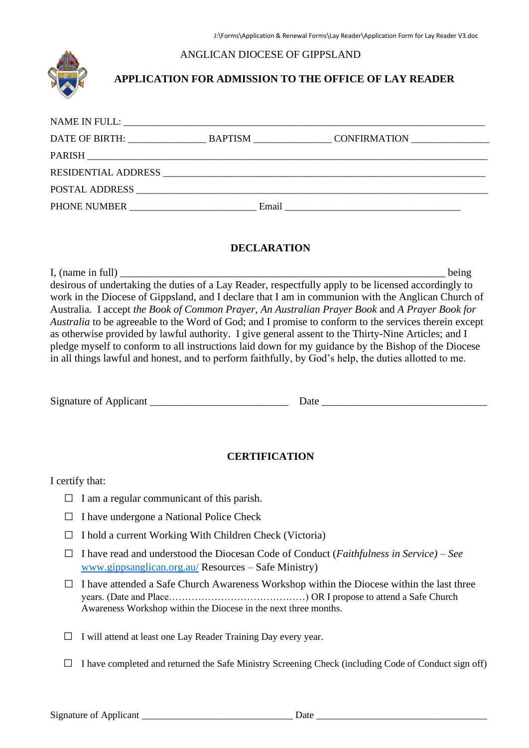ANGLICAN DIOCESE OF GIPPSLAND

## APPLICATION FOR ADMISSION TO THE OFFICE OF LAY READER

NAME IN FULL: ___________________________________________________________________________

DATE OF BIRTH: ________________ BAPTISM ________________ CONFIRMATION ________________

PARISH _________________________________________________________________________________

RESIDENTIAL ADDRESS ____________________________________________________________________

POSTAL ADDRESS _________________________________________________________________________

PHONE NUMBER __________________________ Email _____________________________________

### DECLARATION

I, (name in full) ____________________________________________________________ being desirous of undertaking the duties of a Lay Reader, respectfully apply to be licensed accordingly to work in the Diocese of Gippsland, and I declare that I am in communion with the Anglican Church of Australia. I accept *the Book of Common Prayer, An Australian Prayer Book* and *A Prayer Book for Australia* to be agreeable to the Word of God; and I promise to conform to the services therein except as otherwise provided by lawful authority. I give general assent to the Thirty-Nine Articles; and I pledge myself to conform to all instructions laid down for my guidance by the Bishop of the Diocese in all things lawful and honest, and to perform faithfully, by God's help, the duties allotted to me.

Signature of Applicant ___________________________ Date _________________________________

### CERTIFICATION

I certify that:

- ☐ I am a regular communicant of this parish.
- ☐ I have undergone a National Police Check
- ☐ I hold a current Working With Children Check (Victoria)
- ☐ I have read and understood the Diocesan Code of Conduct (*Faithfulness in Service) – See* www.gippsanglican.org.au/ Resources – Safe Ministry)
- ☐ I have attended a Safe Church Awareness Workshop within the Diocese within the last three years. (Date and Place……………………………………) OR I propose to attend a Safe Church Awareness Workshop within the Diocese in the next three months.
- ☐ I will attend at least one Lay Reader Training Day every year.
- ☐ I have completed and returned the Safe Ministry Screening Check (including Code of Conduct sign off)

Signature of Applicant _______________________________ Date ___________________________________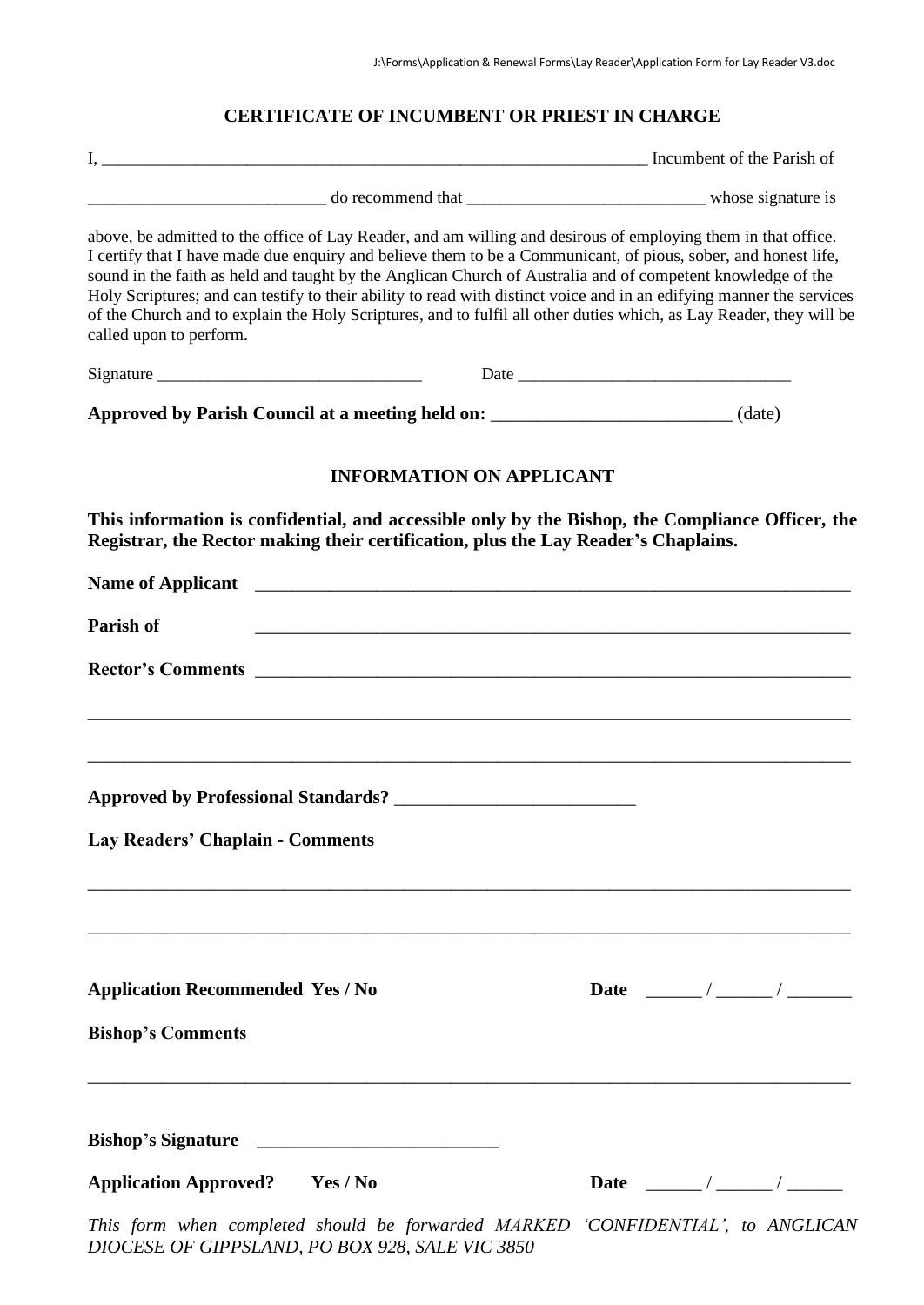## CERTIFICATE OF INCUMBENT OR PRIEST IN CHARGE

I, ________________________________________________________________ Incumbent of the Parish of

____________________________ do recommend that ____________________________ whose signature is

above, be admitted to the office of Lay Reader, and am willing and desirous of employing them in that office. I certify that I have made due enquiry and believe them to be a Communicant, of pious, sober, and honest life, sound in the faith as held and taught by the Anglican Church of Australia and of competent knowledge of the Holy Scriptures; and can testify to their ability to read with distinct voice and in an edifying manner the services of the Church and to explain the Holy Scriptures, and to fulfil all other duties which, as Lay Reader, they will be called upon to perform.

Signature _______________________________ Date ________________________________

**Approved by Parish Council at a meeting held on:** ___________________________ (date)

## INFORMATION ON APPLICANT

**This information is confidential, and accessible only by the Bishop, the Compliance Officer, the Registrar, the Rector making their certification, plus the Lay Reader's Chaplains.**

**Name of Applicant** ______________________________________________________________________

**Parish of** ______________________________________________________________________

**Rector's Comments** ______________________________________________________________________

_________________________________________________________________________________________

_________________________________________________________________________________________

**Approved by Professional Standards?** ___________________________

**Lay Readers' Chaplain - Comments**

_________________________________________________________________________________________

_________________________________________________________________________________________

**Application Recommended Yes / No** **Date** ______ / ______ / _______

**Bishop's Comments**

_________________________________________________________________________________________

**Bishop's Signature** ___________________________

**Application Approved? Yes / No** **Date** ______ / ______ / ______

*This form when completed should be forwarded MARKED 'CONFIDENTIAL', to ANGLICAN DIOCESE OF GIPPSLAND, PO BOX 928, SALE VIC 3850*